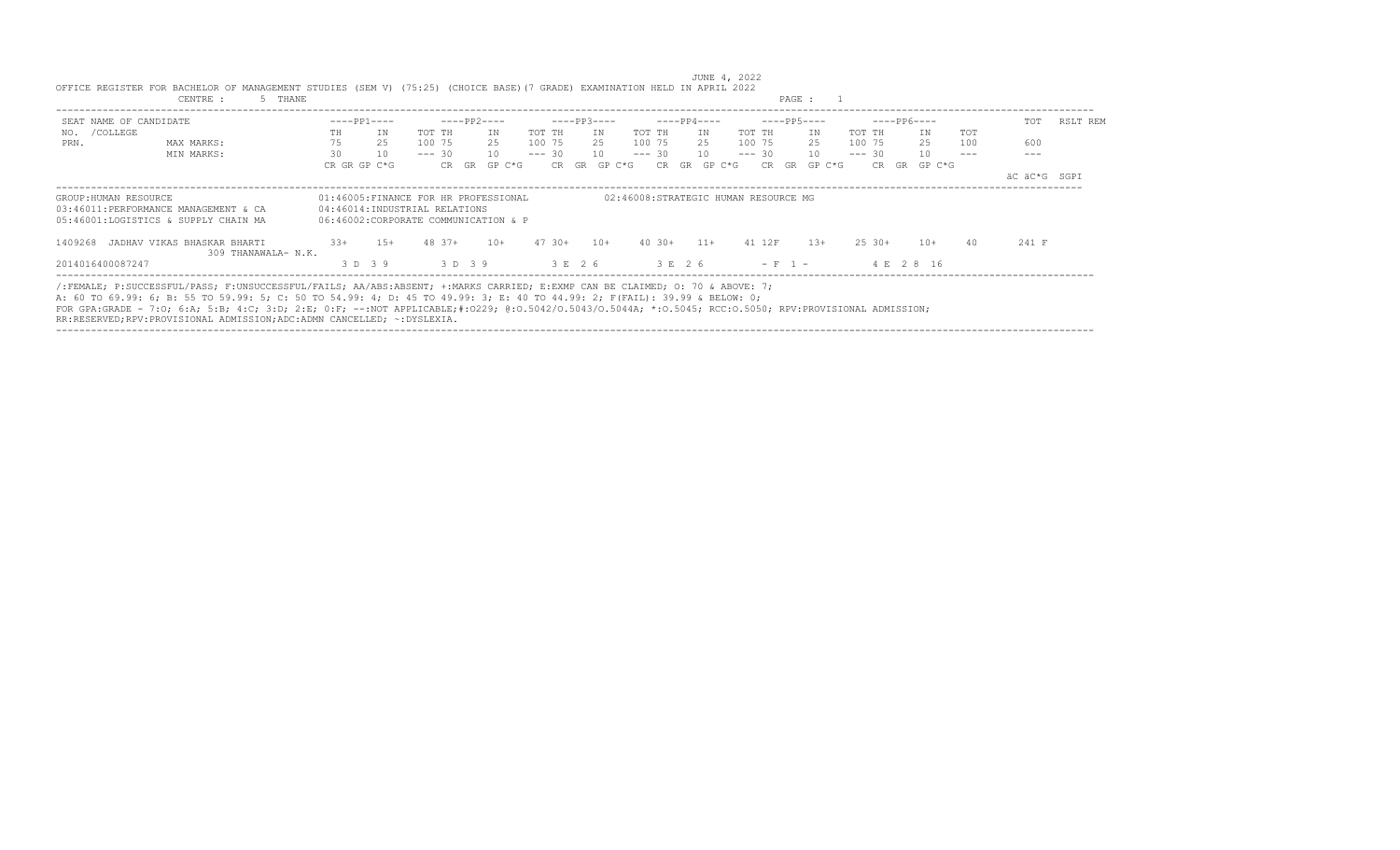JUNE 4, 2022

OFFICE REGISTER FOR BACHELOR OF MANAGEMENT STUDIES (SEM V) (75:25) (CHOICE BASE)(7 GRADE) EXAMINATION HELD IN APRIL 2022

CENTRE : 5 THANE

PAGE : 1

| SEAT NAME OF CANDIDATE | ----PP1---- | | | ----PP2---- | | | ----PP3---- | | | ----PP4---- | | | ----PP5---- | | | ----PP6---- | | | TOT | RSLT REM |
|---|---|---|---|---|---|---|---|---|---|---|---|---|---|---|---|---|---|---|---|---|
| NO. /COLLEGE | TH | IN | TOT | TH | IN | TOT | TH | IN | TOT | TH | IN | TOT | TH | IN | TOT | TH | IN | TOT | | |
| PRN. MAX MARKS: | 75 | 25 | 100 | 75 | 25 | 100 | 75 | 25 | 100 | 75 | 25 | 100 | 75 | 25 | 100 | 75 | 25 | 100 | 600 | |
| MIN MARKS: | 30 | 10 | --- | 30 | 10 | --- | 30 | 10 | --- | 30 | 10 | --- | 30 | 10 | --- | 30 | 10 | --- | --- | |
| | CR GR GP C*G | | | CR GR GP C*G | | | CR GR GP C*G | | | CR GR GP C*G | | | CR GR GP C*G | | | CR GR GP C*G | | | äC äC*G | SGPI |

GROUP:HUMAN RESOURCE
01:46005:FINANCE FOR HR PROFESSIONAL
02:46008:STRATEGIC HUMAN RESOURCE MG
03:46011:PERFORMANCE MANAGEMENT & CA
04:46014:INDUSTRIAL RELATIONS
05:46001:LOGISTICS & SUPPLY CHAIN MA
06:46002:CORPORATE COMMUNICATION & P

| SEAT NO. / NAME / PRN | PP1 TH | PP1 IN | PP1 TOT | PP2 TH | PP2 IN | PP2 TOT | PP3 TH | PP3 IN | PP3 TOT | PP4 TH | PP4 IN | PP4 TOT | PP5 TH | PP5 IN | PP5 TOT | PP6 TH | PP6 IN | PP6 TOT | TOT | RSLT |
|---|---|---|---|---|---|---|---|---|---|---|---|---|---|---|---|---|---|---|---|---|
| 1409268 JADHAV VIKAS BHASKAR BHARTI 309 THANAWALA- N.K. | 33+ | 15+ | 48 | 37+ | 10+ | 47 | 30+ | 10+ | 40 | 30+ | 11+ | 41 | 12F | 13+ | 25 | 30+ | 10+ | 40 | 241 | F |
| 2014016400087247 | 3 D 3 9 | | | 3 D 3 9 | | | 3 E 2 6 | | | 3 E 2 6 | | | - F 1 - | | | 4 E 2 8 | | 16 | | |

/:FEMALE; P:SUCCESSFUL/PASS; F:UNSUCCESSFUL/FAILS; AA/ABS:ABSENT; +:MARKS CARRIED; E:EXMP CAN BE CLAIMED; O: 70 & ABOVE: 7;
A: 60 TO 69.99: 6; B: 55 TO 59.99: 5; C: 50 TO 54.99: 4; D: 45 TO 49.99: 3; E: 40 TO 44.99: 2; F(FAIL): 39.99 & BELOW: 0;
FOR GPA:GRADE - 7:O; 6:A; 5:B; 4:C; 3:D; 2:E; 0:F; --:NOT APPLICABLE;#:O229; @:O.5042/O.5043/O.5044A; *:O.5045; RCC:O.5050; RPV:PROVISIONAL ADMISSION;
RR:RESERVED;RPV:PROVISIONAL ADMISSION;ADC:ADMN CANCELLED; ~:DYSLEXIA.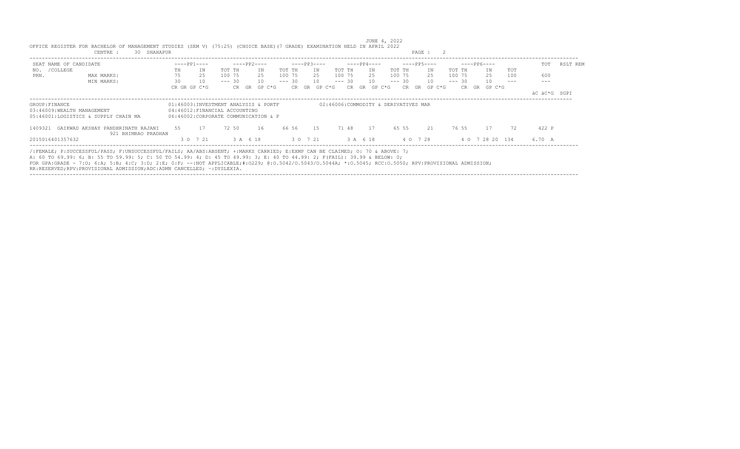JUNE 4, 2022

OFFICE REGISTER FOR BACHELOR OF MANAGEMENT STUDIES (SEM V) (75:25) (CHOICE BASE)(7 GRADE) EXAMINATION HELD IN APRIL 2022

CENTRE : 30 SHAHAPUR

PAGE : 2

| SEAT NAME OF CANDIDATE NO. /COLLEGE PRN. | | ----PP1---- | | | ----PP2---- | | | ----PP3---- | | | ----PP4---- | | | ----PP5---- | | | ----PP6---- | | | TOT | RSLT REM |
|---|---|---|---|---|---|---|---|---|---|---|---|---|---|---|---|---|---|---|---|---|---|
| | | TH | IN | TOT | TH | IN | TOT | TH | IN | TOT | TH | IN | TOT | TH | IN | TOT | TH | IN | TOT | | |
| | MAX MARKS: | 75 | 25 | 100 | 75 | 25 | 100 | 75 | 25 | 100 | 75 | 25 | 100 | 75 | 25 | 100 | 75 | 25 | 100 | 600 | |
| | MIN MARKS: | 30 | 10 | --- | 30 | 10 | --- | 30 | 10 | --- | 30 | 10 | --- | 30 | 10 | --- | 30 | 10 | --- | --- | |
| | | CR GR GP C*G | | | CR GR GP C*G | | | CR GR GP C*G | | | CR GR GP C*G | | | CR GR GP C*G | | | CR GR GP C*G | | | äC äC*G | SGPI |

GROUP:FINANCE
01:46003:INVESTMENT ANALYSIS & PORTF
02:46006:COMMODITY & DERIVATIVES MAR
03:46009:WEALTH MANAGEMENT
04:46012:FINANCIAL ACCOUNTING
05:46001:LOGISTICS & SUPPLY CHAIN MA
06:46002:CORPORATE COMMUNICATION & P

| SEAT NO. | NAME | PP1 TH | PP1 IN | PP1 TOT | PP2 TH | PP2 IN | PP2 TOT | PP3 TH | PP3 IN | PP3 TOT | PP4 TH | PP4 IN | PP4 TOT | PP5 TH | PP5 IN | PP5 TOT | PP6 TH | PP6 IN | PP6 TOT | TOT | RSLT |
|---|---|---|---|---|---|---|---|---|---|---|---|---|---|---|---|---|---|---|---|---|---|
| 1409321 | GAIKWAD AKSHAY PANDHRINATH RAJANI / 921 BHIMRAO PRADHAN | 55 | 17 | 72 | 50 | 16 | 66 | 56 | 15 | 71 | 48 | 17 | 65 | 55 | 21 | 76 | 55 | 17 | 72 | 422 | P |
| 2015016401357632 | | 3 O 7 21 | | | 3 A 6 18 | | | 3 O 7 21 | | | 3 A 6 18 | | | 4 O 7 28 | | | 4 O 7 28 | | | 20 134 | 6.70 A |

/:FEMALE; P:SUCCESSFUL/PASS; F:UNSUCCESSFUL/FAILS; AA/ABS:ABSENT; +:MARKS CARRIED; E:EXMP CAN BE CLAIMED; O: 70 & ABOVE: 7;
A: 60 TO 69.99: 6; B: 55 TO 59.99: 5; C: 50 TO 54.99: 4; D: 45 TO 49.99: 3; E: 40 TO 44.99: 2; F(FAIL): 39.99 & BELOW: 0;
FOR GPA:GRADE - 7:O; 6:A; 5:B; 4:C; 3:D; 2:E; 0:F; --:NOT APPLICABLE;#:O229; @:O.5042/O.5043/O.5044A; *:O.5045; RCC:O.5050; RPV:PROVISIONAL ADMISSION;
RR:RESERVED;RPV:PROVISIONAL ADMISSION;ADC:ADMN CANCELLED; ~:DYSLEXIA.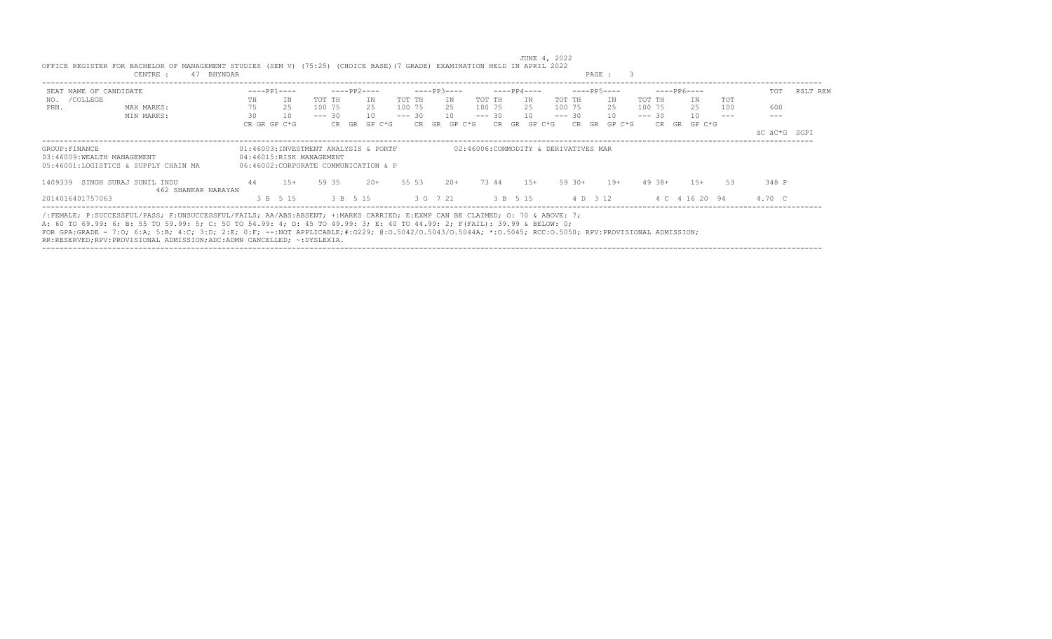JUNE 4, 2022

OFFICE REGISTER FOR BACHELOR OF MANAGEMENT STUDIES (SEM V) (75:25) (CHOICE BASE)(7 GRADE) EXAMINATION HELD IN APRIL 2022

CENTRE : 47 BHYNDAR

| SEAT NO. / PRN. | NAME OF CANDIDATE /COLLEGE | ----PP1---- | | | ----PP2---- | | | ----PP3---- | | | ----PP4---- | | | ----PP5---- | | | ----PP6---- | | | TOT | RSLT | REM |
|---|---|---|---|---|---|---|---|---|---|---|---|---|---|---|---|---|---|---|---|---|---|---|---|
| | | TH | IN | TOT | TH | IN | TOT | TH | IN | TOT | TH | IN | TOT | TH | IN | TOT | TH | IN | TOT | | | |
| | MAX MARKS: | 75 | 25 | 100 | 75 | 25 | 100 | 75 | 25 | 100 | 75 | 25 | 100 | 75 | 25 | 100 | 75 | 25 | 100 | 600 | | |
| | MIN MARKS: | 30 | 10 | --- | 30 | 10 | --- | 30 | 10 | --- | 30 | 10 | --- | 30 | 10 | --- | 30 | 10 | --- | --- | | |
| | | CR GR GP C*G | | | CR GR GP C*G | | | CR GR GP C*G | | | CR GR GP C*G | | | CR GR GP C*G | | | CR GR GP C*G | | | äC äC*G | SGPI | |

GROUP:FINANCE

01:46003:INVESTMENT ANALYSIS & PORTF
02:46006:COMMODITY & DERIVATIVES MAR
03:46009:WEALTH MANAGEMENT
04:46015:RISK MANAGEMENT
05:46001:LOGISTICS & SUPPLY CHAIN MA
06:46002:CORPORATE COMMUNICATION & P

| SEAT NO. / PRN. | NAME OF CANDIDATE /COLLEGE | PP1 TH | PP1 IN | PP1 TOT | PP2 TH | PP2 IN | PP2 TOT | PP3 TH | PP3 IN | PP3 TOT | PP4 TH | PP4 IN | PP4 TOT | PP5 TH | PP5 IN | PP5 TOT | PP6 TH | PP6 IN | PP6 TOT | TOT | RSLT | REM |
|---|---|---|---|---|---|---|---|---|---|---|---|---|---|---|---|---|---|---|---|---|---|---|
| 1409339 | SINGH SURAJ SUNIL INDU / 462 SHANKAR NARAYAN | 44 | 15+ | 59 | 35 | 20+ | 55 | 53 | 20+ | 73 | 44 | 15+ | 59 | 30+ | 19+ | 49 | 38+ | 15+ | 53 | 348 | P | |
| 2014016401757063 | | 3 B 5 15 | | | 3 B 5 15 | | | 3 O 7 21 | | | 3 B 5 15 | | | 4 D 3 12 | | | 4 C 4 16 | | | 20 94 | 4.70 | C |

/:FEMALE; P:SUCCESSFUL/PASS; F:UNSUCCESSFUL/FAILS; AA/ABS:ABSENT; +:MARKS CARRIED; E:EXMP CAN BE CLAIMED; O: 70 & ABOVE: 7;
A: 60 TO 69.99: 6; B: 55 TO 59.99: 5; C: 50 TO 54.99: 4; D: 45 TO 49.99: 3; E: 40 TO 44.99: 2; F(FAIL): 39.99 & BELOW: 0;
FOR GPA:GRADE - 7:O; 6:A; 5:B; 4:C; 3:D; 2:E; 0:F; --:NOT APPLICABLE;#:O229; @:O.5042/O.5043/O.5044A; *:O.5045; RCC:O.5050; RPV:PROVISIONAL ADMISSION;
RR:RESERVED;RPV:PROVISIONAL ADMISSION;ADC:ADMN CANCELLED; ~:DYSLEXIA.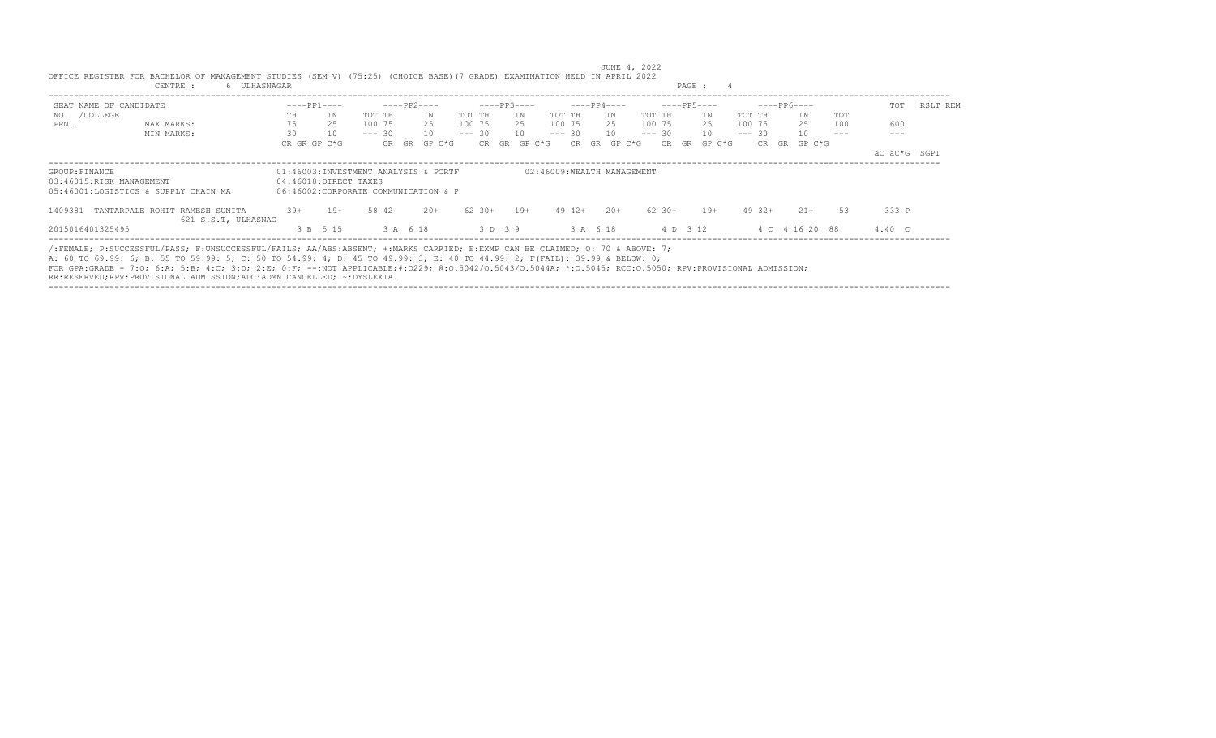JUNE 4, 2022

OFFICE REGISTER FOR BACHELOR OF MANAGEMENT STUDIES (SEM V) (75:25) (CHOICE BASE)(7 GRADE) EXAMINATION HELD IN APRIL 2022

CENTRE : 6 ULHASNAGAR

| SEAT NO. /COLLEGE PRN. | NAME OF CANDIDATE | ----PP1---- | | | ----PP2---- | | | ----PP3---- | | | ----PP4---- | | | ----PP5---- | | | ----PP6---- | | | TOT | RSLT REM |
|---|---|---|---|---|---|---|---|---|---|---|---|---|---|---|---|---|---|---|---|---|---|---|
| | | TH | IN | TOT | TH | IN | TOT | TH | IN | TOT | TH | IN | TOT | TH | IN | TOT | TH | IN | TOT | | |
| | MAX MARKS: | 75 | 25 | 100 | 75 | 25 | 100 | 75 | 25 | 100 | 75 | 25 | 100 | 75 | 25 | 100 | 75 | 25 | 100 | 600 | |
| | MIN MARKS: | 30 | 10 | --- | 30 | 10 | --- | 30 | 10 | --- | 30 | 10 | --- | 30 | 10 | --- | 30 | 10 | --- | --- | |
| | | CR GR GP C*G | | | CR GR GP C*G | | | CR GR GP C*G | | | CR GR GP C*G | | | CR GR GP C*G | | | CR GR GP C*G | | | äC äC*G | SGPI |

GROUP:FINANCE
01:46003:INVESTMENT ANALYSIS & PORTF 02:46009:WEALTH MANAGEMENT
03:46015:RISK MANAGEMENT 04:46018:DIRECT TAXES
05:46001:LOGISTICS & SUPPLY CHAIN MA 06:46002:CORPORATE COMMUNICATION & P

| SEAT NO. / PRN | NAME | PP1 TH | PP1 IN | PP1 TOT | PP2 TH | PP2 IN | PP2 TOT | PP3 TH | PP3 IN | PP3 TOT | PP4 TH | PP4 IN | PP4 TOT | PP5 TH | PP5 IN | PP5 TOT | PP6 TH | PP6 IN | PP6 TOT | TOT | RSLT |
|---|---|---|---|---|---|---|---|---|---|---|---|---|---|---|---|---|---|---|---|---|---|
| 1409381 | TANTARPALE ROHIT RAMESH SUNITA 621 S.S.T, ULHASNAG | 39+ | 19+ | 58 | 42 | 20+ | 62 | 30+ | 19+ | 49 | 42+ | 20+ | 62 | 30+ | 19+ | 49 | 32+ | 21+ | 53 | 333 | P |
| 2015016401325495 | | 3 B 5 15 | | | 3 A 6 18 | | | 3 D 3 9 | | | 3 A 6 18 | | | 4 D 3 12 | | | 4 C 4 16 | | | 20 88 | 4.40 C |

/:FEMALE; P:SUCCESSFUL/PASS; F:UNSUCCESSFUL/FAILS; AA/ABS:ABSENT; +:MARKS CARRIED; E:EXMP CAN BE CLAIMED; O: 70 & ABOVE: 7;
A: 60 TO 69.99: 6; B: 55 TO 59.99: 5; C: 50 TO 54.99: 4; D: 45 TO 49.99: 3; E: 40 TO 44.99: 2; F(FAIL): 39.99 & BELOW: 0;
FOR GPA:GRADE - 7:O; 6:A; 5:B; 4:C; 3:D; 2:E; 0:F; --:NOT APPLICABLE;#:O229; @:O.5042/O.5043/O.5044A; *:O.5045; RCC:O.5050; RPV:PROVISIONAL ADMISSION;
RR:RESERVED;RPV:PROVISIONAL ADMISSION;ADC:ADMN CANCELLED; ~:DYSLEXIA.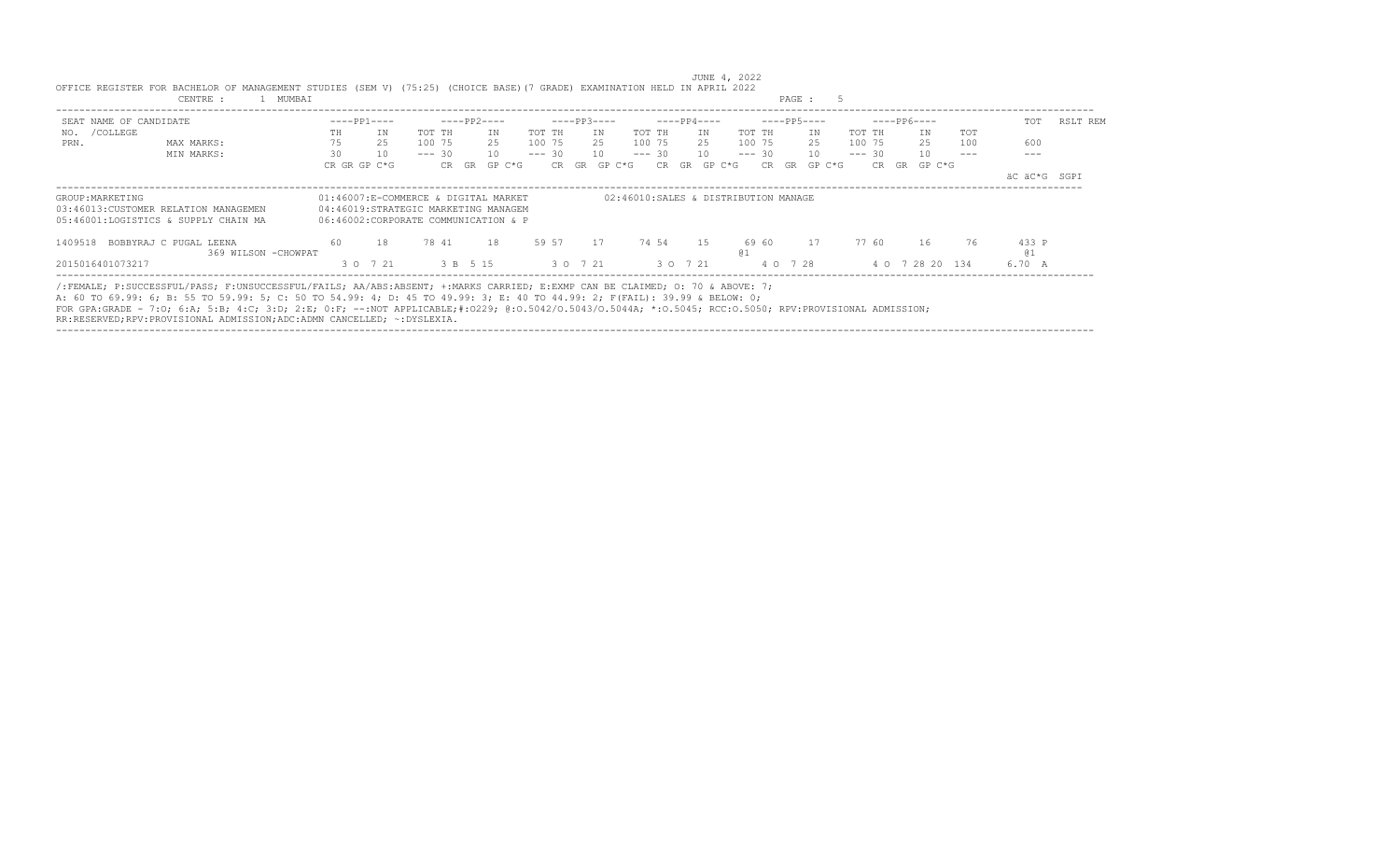JUNE 4, 2022

OFFICE REGISTER FOR BACHELOR OF MANAGEMENT STUDIES (SEM V) (75:25) (CHOICE BASE)(7 GRADE) EXAMINATION HELD IN APRIL 2022

CENTRE : 1 MUMBAI

PAGE : 5

| SEAT NAME OF CANDIDATE | ----PP1---- | | ----PP2---- | | ----PP3---- | | ----PP4---- | | ----PP5---- | | ----PP6---- | | | TOT | RSLT REM |
|---|---|---|---|---|---|---|---|---|---|---|---|---|---|---|---|
| NO. /COLLEGE | TH | IN | TOT TH | IN | TOT TH | IN | TOT TH | IN | TOT TH | IN | TOT TH | IN | TOT | | |
| PRN. MAX MARKS: | 75 | 25 | 100 75 | 25 | 100 75 | 25 | 100 75 | 25 | 100 75 | 25 | 100 75 | 25 | 100 | 600 | |
| MIN MARKS: | 30 | 10 | --- 30 | 10 | --- 30 | 10 | --- 30 | 10 | --- 30 | 10 | --- 30 | 10 | --- | --- | |
| | CR GR GP C*G | | CR GR GP C*G | | CR GR GP C*G | | CR GR GP C*G | | CR GR GP C*G | | CR GR GP C*G | | | äC äC*G | SGPI |

GROUP:MARKETING

01:46007:E-COMMERCE & DIGITAL MARKET
02:46010:SALES & DISTRIBUTION MANAGE
03:46013:CUSTOMER RELATION MANAGEMEN
04:46019:STRATEGIC MARKETING MANAGEM
05:46001:LOGISTICS & SUPPLY CHAIN MA
06:46002:CORPORATE COMMUNICATION & P

| | | | | | | | | | | | | | | | |
|---|---|---|---|---|---|---|---|---|---|---|---|---|---|---|---|
| 1409518 BOBBYRAJ C PUGAL LEENA | 60 | 18 | 78 41 | 18 | 59 57 | 17 | 74 54 | 15 | 69 60 | 17 | 77 60 | 16 | 76 | 433 P | |
| 369 WILSON -CHOWPAT | | | | | | | | | @1 | | | | | @1 | |
| 2015016401073217 | 3 O 7 21 | | 3 B 5 15 | | 3 O 7 21 | | 3 O 7 21 | | 4 O 7 28 | | 4 O 7 28 | 20 | 134 | 6.70 | A |

/:FEMALE; P:SUCCESSFUL/PASS; F:UNSUCCESSFUL/FAILS; AA/ABS:ABSENT; +:MARKS CARRIED; E:EXMP CAN BE CLAIMED; O: 70 & ABOVE: 7;
A: 60 TO 69.99: 6; B: 55 TO 59.99: 5; C: 50 TO 54.99: 4; D: 45 TO 49.99: 3; E: 40 TO 44.99: 2; F(FAIL): 39.99 & BELOW: 0;
FOR GPA:GRADE - 7:O; 6:A; 5:B; 4:C; 3:D; 2:E; 0:F; --:NOT APPLICABLE;#:O229; @:O.5042/O.5043/O.5044A; *:O.5045; RCC:O.5050; RPV:PROVISIONAL ADMISSION;
RR:RESERVED;RPV:PROVISIONAL ADMISSION;ADC:ADMN CANCELLED; ~:DYSLEXIA.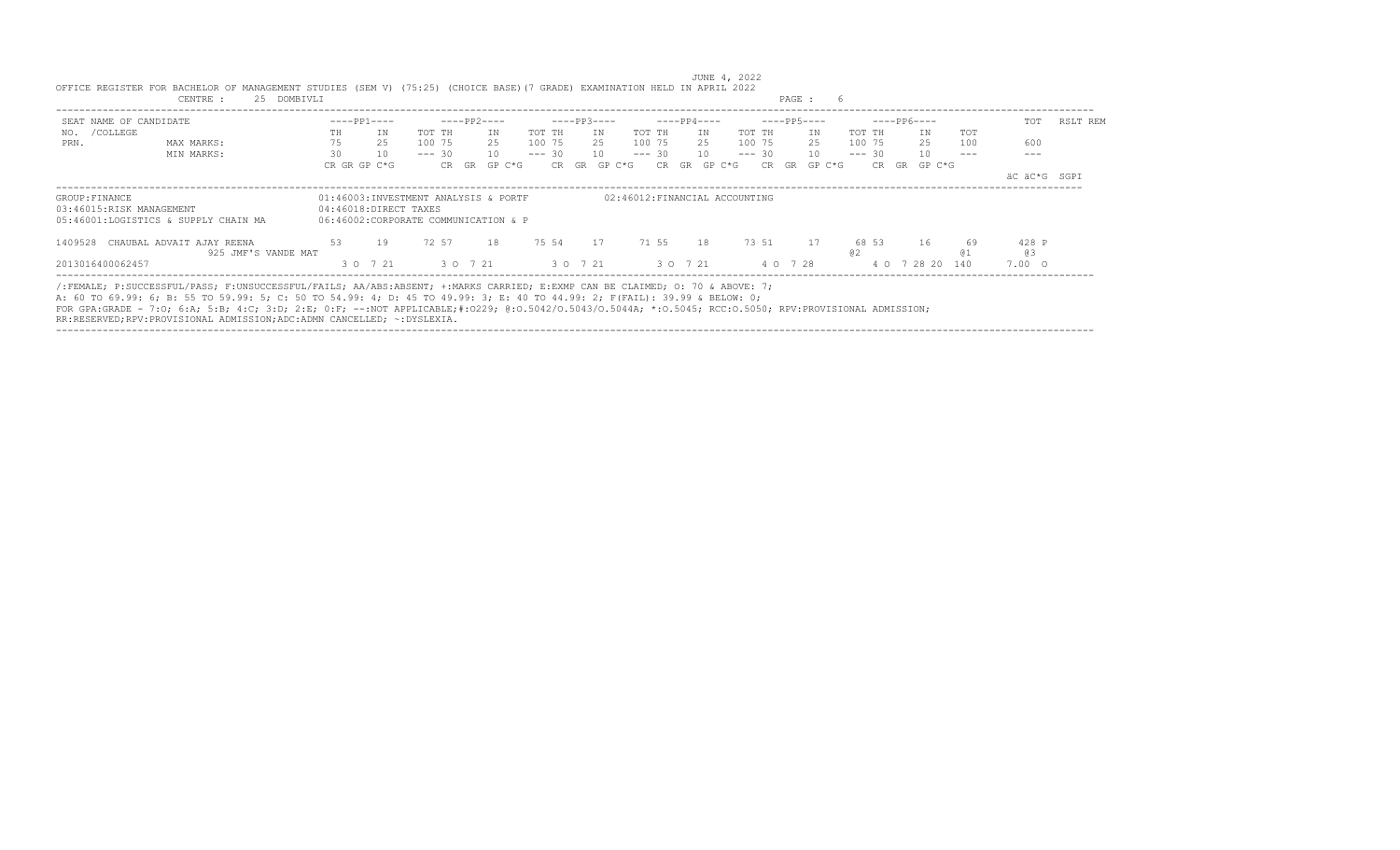JUNE 4, 2022

OFFICE REGISTER FOR BACHELOR OF MANAGEMENT STUDIES (SEM V) (75:25) (CHOICE BASE)(7 GRADE) EXAMINATION HELD IN APRIL 2022

CENTRE : 25 DOMBIVLI

PAGE : 6

```
SEAT NAME OF CANDIDATE                    ----PP1----       ----PP2----       ----PP3----       ----PP4----       ----PP5----       ----PP6----            TOT   RSLT REM
NO.  /COLLEGE                             TH     IN     TOT TH     IN     TOT TH     IN     TOT TH     IN     TOT TH     IN     TOT TH     IN     TOT
PRN.            MAX MARKS:                75     25     100 75     25     100 75     25     100 75     25     100 75     25     100 75     25     100        600
                MIN MARKS:                30     10     --- 30     10     --- 30     10     --- 30     10     --- 30     10     --- 30     10     ---        ---
                                          CR GR GP C*G      CR  GR  GP C*G    CR  GR  GP C*G    CR  GR  GP C*G    CR  GR  GP C*G    CR  GR  GP C*G
                                                                                                                                                       äC äC*G  SGPI
-------------------------------------------------------------------------------------------------------------------------------------------------------------------
GROUP:FINANCE                             01:46003:INVESTMENT ANALYSIS & PORTF          02:46012:FINANCIAL ACCOUNTING
03:46015:RISK MANAGEMENT                  04:46018:DIRECT TAXES
05:46001:LOGISTICS & SUPPLY CHAIN MA      06:46002:CORPORATE COMMUNICATION & P

1409528  CHAUBAL ADVAIT AJAY REENA        53     19     72 57     18     75 54     17     71 55     18     73 51     17     68 53     16     69         428 P
                925 JMF'S VANDE MAT                                                                                  @2                       @1         @3
2013016400062457                          3 O  7 21        3 O  7 21        3 O  7 21        3 O  7 21        4 O  7 28        4 O  7 28 20   140        7.00  O
-------------------------------------------------------------------------------------------------------------------------------------------------------------------
```

/:FEMALE; P:SUCCESSFUL/PASS; F:UNSUCCESSFUL/FAILS; AA/ABS:ABSENT; +:MARKS CARRIED; E:EXMP CAN BE CLAIMED; O: 70 & ABOVE: 7;
A: 60 TO 69.99: 6; B: 55 TO 59.99: 5; C: 50 TO 54.99: 4; D: 45 TO 49.99: 3; E: 40 TO 44.99: 2; F(FAIL): 39.99 & BELOW: 0;
FOR GPA:GRADE - 7:O; 6:A; 5:B; 4:C; 3:D; 2:E; 0:F; --:NOT APPLICABLE;#:O229; @:O.5042/O.5043/O.5044A; *:O.5045; RCC:O.5050; RPV:PROVISIONAL ADMISSION;
RR:RESERVED;RPV:PROVISIONAL ADMISSION;ADC:ADMN CANCELLED; ~:DYSLEXIA.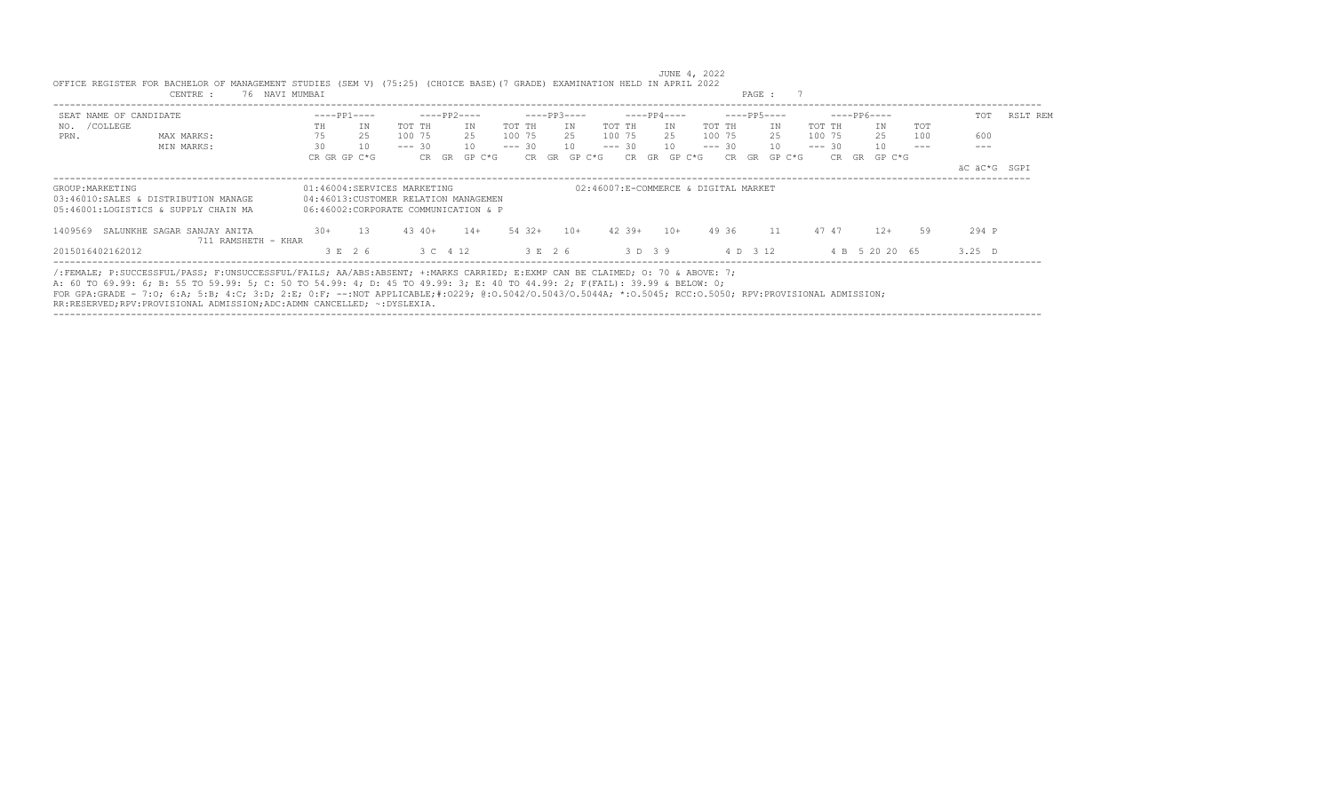JUNE 4, 2022

OFFICE REGISTER FOR BACHELOR OF MANAGEMENT STUDIES (SEM V) (75:25) (CHOICE BASE)(7 GRADE) EXAMINATION HELD IN APRIL 2022

CENTRE : 76 NAVI MUMBAI

| SEAT NO. /COLLEGE PRN. | NAME OF CANDIDATE | ----PP1---- | | | | ----PP2---- | | | | ----PP3---- | | | | ----PP4---- | | | | ----PP5---- | | | | ----PP6---- | | | TOT | RSLT | REM |
|---|---|---|---|---|---|---|---|---|---|---|---|---|---|---|---|---|---|---|---|---|---|---|---|---|---|---|---|---|
| | | TH | IN | | TOT | TH | IN | | TOT | TH | IN | | TOT | TH | IN | | TOT | TH | IN | | TOT | TH | IN | TOT | | | | |
| | MAX MARKS: | 75 | 25 | | 100 | 75 | 25 | | 100 | 75 | 25 | | 100 | 75 | 25 | | 100 | 75 | 25 | | 100 | 75 | 25 | 100 | 600 | | | |
| | MIN MARKS: | 30 | 10 | | --- | 30 | 10 | | --- | 30 | 10 | | --- | 30 | 10 | | --- | 30 | 10 | | --- | 30 | 10 | --- | --- | | | |
| | | CR | GR | GP | C*G | CR | GR | GP | C*G | CR | GR | GP | C*G | CR | GR | GP | C*G | CR | GR | GP | C*G | CR | GR | GP C*G | äC äC*G | SGPI | | |

GROUP:MARKETING
01:46004:SERVICES MARKETING
02:46007:E-COMMERCE & DIGITAL MARKET
03:46010:SALES & DISTRIBUTION MANAGE
04:46013:CUSTOMER RELATION MANAGEMEN
05:46001:LOGISTICS & SUPPLY CHAIN MA
06:46002:CORPORATE COMMUNICATION & P

| SEAT NO. | NAME | PP1 TH | PP1 IN | PP1 TOT | PP2 TH | PP2 IN | PP2 TOT | PP3 TH | PP3 IN | PP3 TOT | PP4 TH | PP4 IN | PP4 TOT | PP5 TH | PP5 IN | PP5 TOT | PP6 TH | PP6 IN | PP6 TOT | TOT | RSLT |
|---|---|---|---|---|---|---|---|---|---|---|---|---|---|---|---|---|---|---|---|---|---|
| 1409569 | SALUNKHE SAGAR SANJAY ANITA / 711 RAMSHETH - KHAR | 30+ | 13 | 43 | 40+ | 14+ | 54 | 32+ | 10+ | 42 | 39+ | 10+ | 49 | 36 | 11 | 47 | 47 | 12+ | 59 | 294 | P |
| 2015016402162012 | | 3 E 2 6 | | | 3 C 4 12 | | | 3 E 2 6 | | | 3 D 3 9 | | | 4 D 3 12 | | | 4 B 5 20 | | 20 65 | 3.25 | D |

/:FEMALE; P:SUCCESSFUL/PASS; F:UNSUCCESSFUL/FAILS; AA/ABS:ABSENT; +:MARKS CARRIED; E:EXMP CAN BE CLAIMED; O: 70 & ABOVE: 7;
A: 60 TO 69.99: 6; B: 55 TO 59.99: 5; C: 50 TO 54.99: 4; D: 45 TO 49.99: 3; E: 40 TO 44.99: 2; F(FAIL): 39.99 & BELOW: 0;
FOR GPA:GRADE - 7:O; 6:A; 5:B; 4:C; 3:D; 2:E; 0:F; --:NOT APPLICABLE;#:O229; @:O.5042/O.5043/O.5044A; *:O.5045; RCC:O.5050; RPV:PROVISIONAL ADMISSION;
RR:RESERVED;RPV:PROVISIONAL ADMISSION;ADC:ADMN CANCELLED; ~:DYSLEXIA.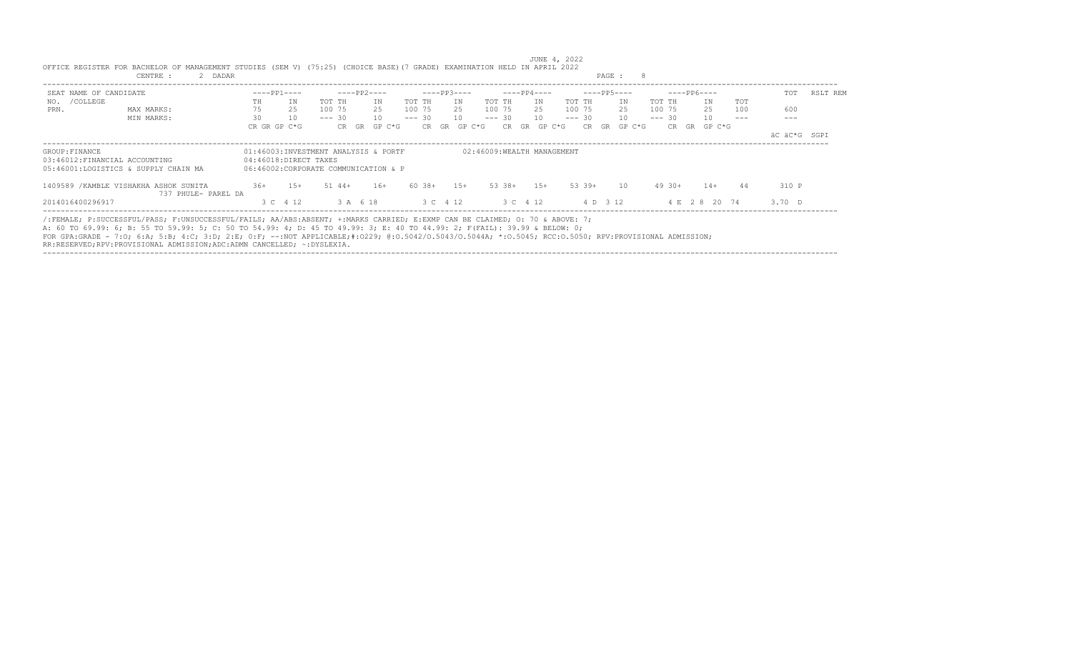JUNE 4, 2022

OFFICE REGISTER FOR BACHELOR OF MANAGEMENT STUDIES (SEM V) (75:25) (CHOICE BASE)(7 GRADE) EXAMINATION HELD IN APRIL 2022

CENTRE : 2 DADAR

PAGE : 8

| SEAT NO. / PRN. | NAME OF CANDIDATE /COLLEGE | | ----PP1---- | | | ----PP2---- | | | ----PP3---- | | | ----PP4---- | | | ----PP5---- | | | ----PP6---- | | | TOT | RSLT REM |
|---|---|---|---|---|---|---|---|---|---|---|---|---|---|---|---|---|---|---|---|---|---|---|
| | | | TH | IN | TOT | TH | IN | TOT | TH | IN | TOT | TH | IN | TOT | TH | IN | TOT | TH | IN | TOT | | |
| | MAX MARKS: | | 75 | 25 | 100 | 75 | 25 | 100 | 75 | 25 | 100 | 75 | 25 | 100 | 75 | 25 | 100 | 75 | 25 | 100 | 600 | |
| | MIN MARKS: | | 30 | 10 | --- | 30 | 10 | --- | 30 | 10 | --- | 30 | 10 | --- | 30 | 10 | --- | 30 | 10 | --- | --- | |
| | | | CR GR GP C*G | | | CR GR GP C*G | | | CR GR GP C*G | | | CR GR GP C*G | | | CR GR GP C*G | | | CR GR GP C*G | | | äC äC*G | SGPI |

GROUP:FINANCE

01:46003:INVESTMENT ANALYSIS & PORTF
02:46009:WEALTH MANAGEMENT
03:46012:FINANCIAL ACCOUNTING
04:46018:DIRECT TAXES
05:46001:LOGISTICS & SUPPLY CHAIN MA
06:46002:CORPORATE COMMUNICATION & P

| SEAT NO. / PRN | NAME / COLLEGE | PP1 TH | PP1 IN | PP1 TOT | PP2 TH | PP2 IN | PP2 TOT | PP3 TH | PP3 IN | PP3 TOT | PP4 TH | PP4 IN | PP4 TOT | PP5 TH | PP5 IN | PP5 TOT | PP6 TH | PP6 IN | PP6 TOT | TOT | RSLT |
|---|---|---|---|---|---|---|---|---|---|---|---|---|---|---|---|---|---|---|---|---|---|
| 1409589 | /KAMBLE VISHAKHA ASHOK SUNITA 737 PHULE- PAREL DA | 36+ | 15+ | 51 | 44+ | 16+ | 60 | 38+ | 15+ | 53 | 38+ | 15+ | 53 | 39+ | 10 | 49 | 30+ | 14+ | 44 | 310 | P |
| 2014016400296917 | | 3 C 4 12 | | | 3 A 6 18 | | | 3 C 4 12 | | | 3 C 4 12 | | | 4 D 3 12 | | | 4 E 2 8 | | | 20 74 | 3.70 D |

/:FEMALE; P:SUCCESSFUL/PASS; F:UNSUCCESSFUL/FAILS; AA/ABS:ABSENT; +:MARKS CARRIED; E:EXMP CAN BE CLAIMED; O: 70 & ABOVE: 7;
A: 60 TO 69.99: 6; B: 55 TO 59.99: 5; C: 50 TO 54.99: 4; D: 45 TO 49.99: 3; E: 40 TO 44.99: 2; F(FAIL): 39.99 & BELOW: 0;
FOR GPA:GRADE - 7:O; 6:A; 5:B; 4:C; 3:D; 2:E; 0:F; --:NOT APPLICABLE;#:O229; @:O.5042/O.5043/O.5044A; *:O.5045; RCC:O.5050; RPV:PROVISIONAL ADMISSION;
RR:RESERVED;RPV:PROVISIONAL ADMISSION;ADC:ADMN CANCELLED; ~:DYSLEXIA.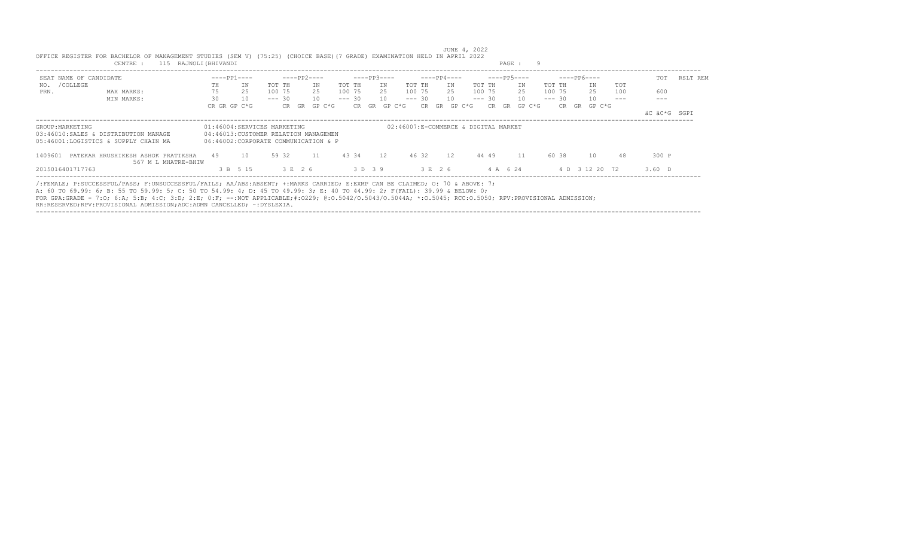JUNE 4, 2022

OFFICE REGISTER FOR BACHELOR OF MANAGEMENT STUDIES (SEM V) (75:25) (CHOICE BASE)(7 GRADE) EXAMINATION HELD IN APRIL 2022

CENTRE : 115 RAJNOLI(BHIVANDI

PAGE : 9

| SEAT NAME OF CANDIDATE NO. /COLLEGE PRN. | | ----PP1---- | | ----PP2---- | | | ----PP3---- | | | ----PP4---- | | | ----PP5---- | | | ----PP6---- | | | TOT | RSLT REM |
|---|---|---|---|---|---|---|---|---|---|---|---|---|---|---|---|---|---|---|---|---|
| | | TH | IN | TOT TH | IN | | TOT TH | IN | | TOT TH | IN | | TOT TH | IN | | TOT TH | IN | TOT | | |
| | MAX MARKS: | 75 | 25 | 100 75 | 25 | | 100 75 | 25 | | 100 75 | 25 | | 100 75 | 25 | | 100 75 | 25 | 100 | 600 | |
| | MIN MARKS: | 30 | 10 | --- 30 | 10 | | --- 30 | 10 | | --- 30 | 10 | | --- 30 | 10 | | --- 30 | 10 | --- | --- | |
| | | CR GR GP C*G | | CR GR | GP C*G | | CR GR | GP C*G | | CR GR | GP C*G | | CR GR | GP C*G | | CR GR | GP C*G | | äC äC*G | SGPI |

GROUP:MARKETING
01:46004:SERVICES MARKETING
02:46007:E-COMMERCE & DIGITAL MARKET
03:46010:SALES & DISTRIBUTION MANAGE
04:46013:CUSTOMER RELATION MANAGEMEN
05:46001:LOGISTICS & SUPPLY CHAIN MA
06:46002:CORPORATE COMMUNICATION & P

| SEAT NO. / PRN | NAME / COLLEGE | PP1 TH | PP1 IN | PP2 TOT TH | PP2 IN | PP3 TOT TH | PP3 IN | PP4 TOT TH | PP4 IN | PP5 TOT TH | PP5 IN | PP6 TOT TH | PP6 IN | PP6 TOT | TOT | RSLT |
|---|---|---|---|---|---|---|---|---|---|---|---|---|---|---|---|---|
| 1409601 | PATEKAR HRUSHIKESH ASHOK PRATIKSHA 567 M L MHATRE-BHIW | 49 | 10 | 59 32 | 11 | 43 34 | 12 | 46 32 | 12 | 44 49 | 11 | 60 38 | 10 | 48 | 300 | P |
| 2015016401717763 | | 3 B 5 15 | | 3 E 2 6 | | 3 D 3 9 | | 3 E 2 6 | | 4 A 6 24 | | 4 D 3 12 | | 20 72 | 3.60 | D |

/:FEMALE; P:SUCCESSFUL/PASS; F:UNSUCCESSFUL/FAILS; AA/ABS:ABSENT; +:MARKS CARRIED; E:EXMP CAN BE CLAIMED; O: 70 & ABOVE: 7;
A: 60 TO 69.99: 6; B: 55 TO 59.99: 5; C: 50 TO 54.99: 4; D: 45 TO 49.99: 3; E: 40 TO 44.99: 2; F(FAIL): 39.99 & BELOW: 0;
FOR GPA:GRADE - 7:O; 6:A; 5:B; 4:C; 3:D; 2:E; 0:F; --:NOT APPLICABLE;#:O229; @:O.5042/O.5043/O.5044A; *:O.5045; RCC:O.5050; RPV:PROVISIONAL ADMISSION;
RR:RESERVED;RPV:PROVISIONAL ADMISSION;ADC:ADMN CANCELLED; ~:DYSLEXIA.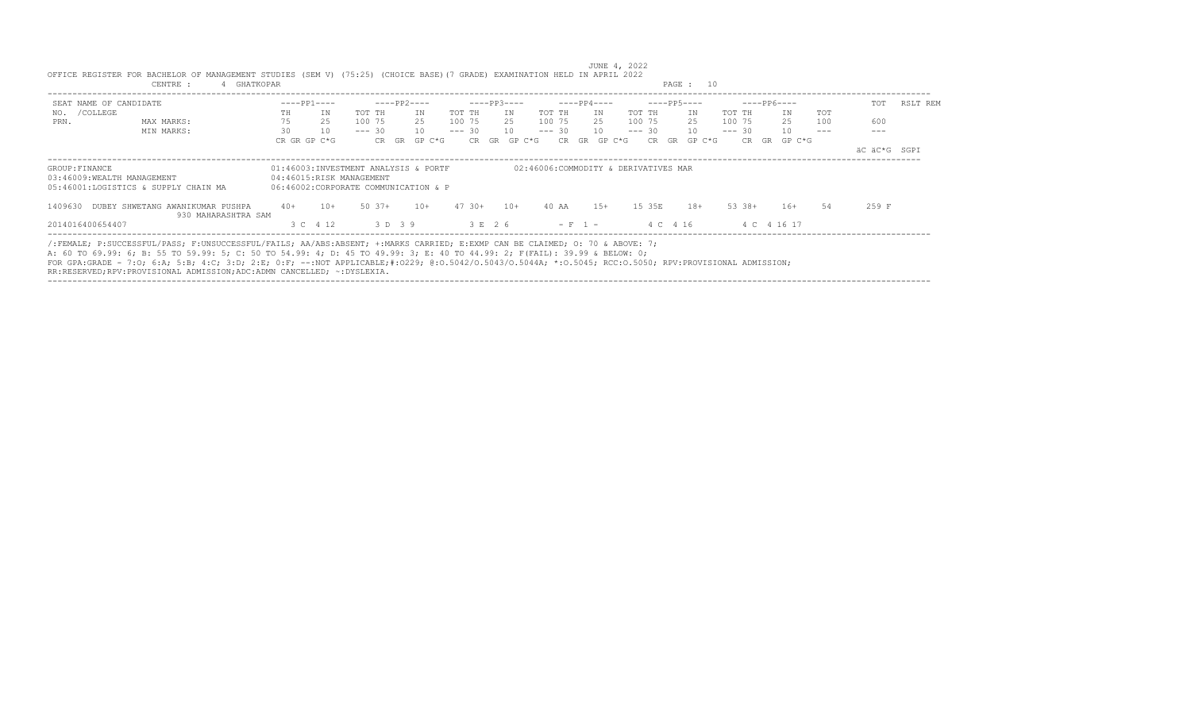JUNE 4, 2022

OFFICE REGISTER FOR BACHELOR OF MANAGEMENT STUDIES (SEM V) (75:25) (CHOICE BASE)(7 GRADE) EXAMINATION HELD IN APRIL 2022

CENTRE : 4 GHATKOPAR

| SEAT NO. /COLLEGE PRN. | NAME OF CANDIDATE | ----PP1---- TH | IN | TOT | ----PP2---- TH | IN | TOT | ----PP3---- TH | IN | TOT | ----PP4---- TH | IN | TOT | ----PP5---- TH | IN | TOT | ----PP6---- TH | IN | TOT | TOT | RSLT REM |
|---|---|---|---|---|---|---|---|---|---|---|---|---|---|---|---|---|---|---|---|---|---|
| | MAX MARKS: | 75 | 25 | 100 | 75 | 25 | 100 | 75 | 25 | 100 | 75 | 25 | 100 | 75 | 25 | 100 | 75 | 25 | 100 | 600 | |
| | MIN MARKS: | 30 | 10 | --- | 30 | 10 | --- | 30 | 10 | --- | 30 | 10 | --- | 30 | 10 | --- | 30 | 10 | --- | --- | |
| | | CR GR GP C*G | | | CR GR GP C*G | | | CR GR GP C*G | | | CR GR GP C*G | | | CR GR GP C*G | | | CR GR GP C*G | | | äC äC*G SGPI | |

GROUP:FINANCE

01:46003:INVESTMENT ANALYSIS & PORTF
02:46006:COMMODITY & DERIVATIVES MAR
03:46009:WEALTH MANAGEMENT
04:46015:RISK MANAGEMENT
05:46001:LOGISTICS & SUPPLY CHAIN MA
06:46002:CORPORATE COMMUNICATION & P

| SEAT NO. | NAME OF CANDIDATE | PP1 TH | IN | TOT | PP2 TH | IN | TOT | PP3 TH | IN | TOT | PP4 TH | IN | TOT | PP5 TH | IN | TOT | PP6 TH | IN | TOT | TOT | RSLT |
|---|---|---|---|---|---|---|---|---|---|---|---|---|---|---|---|---|---|---|---|---|---|
| 1409630 | DUBEY SHWETANG AWANIKUMAR PUSHPA 930 MAHARASHTRA SAM | 40+ | 10+ | 50 | 37+ | 10+ | 47 | 30+ | 10+ | 40 | AA | 15+ | 15 | 35E | 18+ | 53 | 38+ | 16+ | 54 | 259 | F |
| 2014016400654407 | | 3 C 4 12 | | | 3 D 3 9 | | | 3 E 2 6 | | | - F 1 - | | | 4 C 4 16 | | | 4 C 4 16 17 | | | | |

/:FEMALE; P:SUCCESSFUL/PASS; F:UNSUCCESSFUL/FAILS; AA/ABS:ABSENT; +:MARKS CARRIED; E:EXMP CAN BE CLAIMED; O: 70 & ABOVE: 7;
A: 60 TO 69.99: 6; B: 55 TO 59.99: 5; C: 50 TO 54.99: 4; D: 45 TO 49.99: 3; E: 40 TO 44.99: 2; F(FAIL): 39.99 & BELOW: 0;
FOR GPA:GRADE - 7:O; 6:A; 5:B; 4:C; 3:D; 2:E; 0:F; --:NOT APPLICABLE;#:O229; @:O.5042/O.5043/O.5044A; *:O.5045; RCC:O.5050; RPV:PROVISIONAL ADMISSION;
RR:RESERVED;RPV:PROVISIONAL ADMISSION;ADC:ADMN CANCELLED; ~:DYSLEXIA.